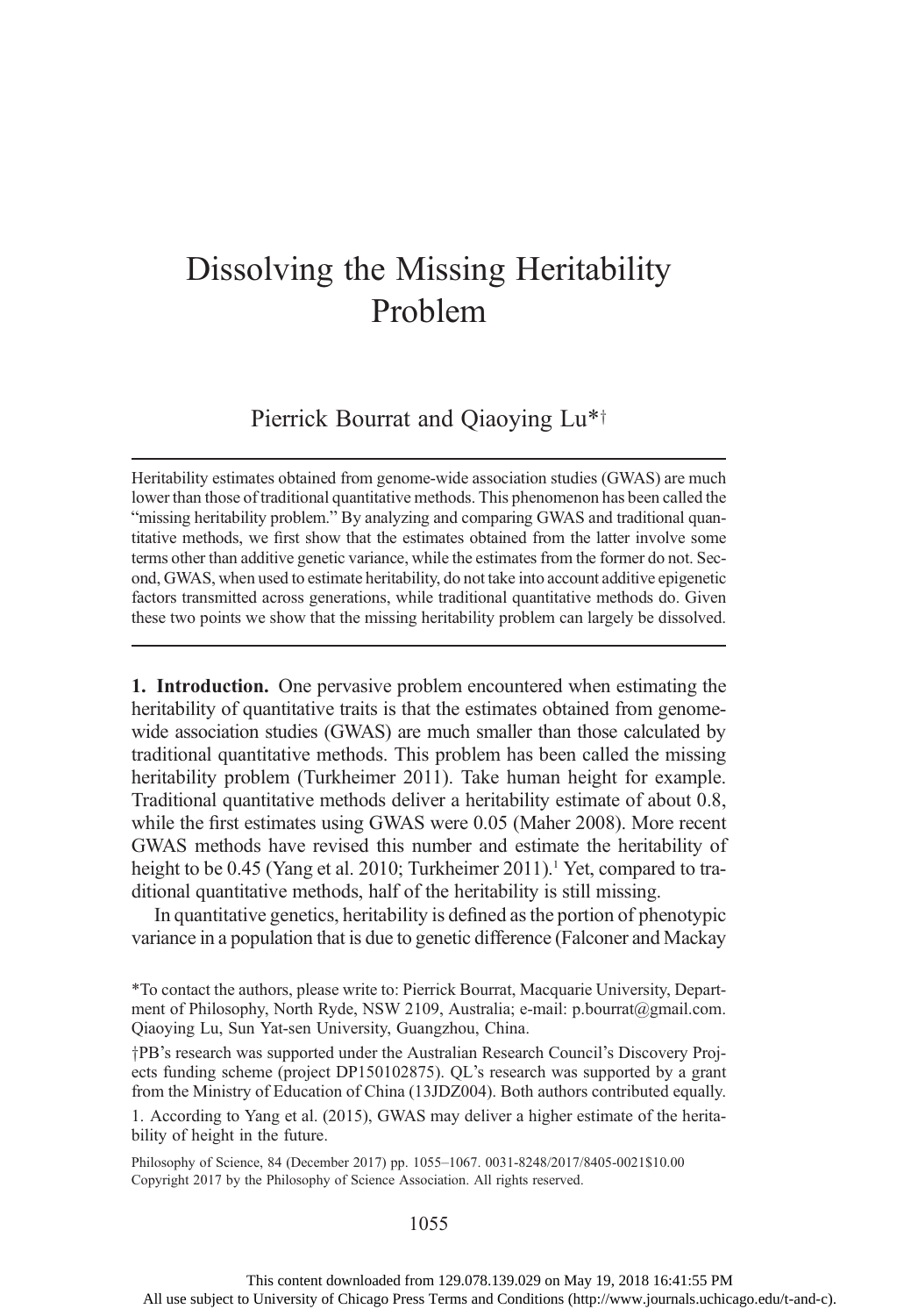# Dissolving the Missing Heritability Problem

Pierrick Bourrat and Qiaoying Lu*†

Heritability estimates obtained from genome-wide association studies (GWAS) are much lower than those of traditional quantitative methods. This phenomenon has been called the "missing heritability problem." By analyzing and comparing GWAS and traditional quantitative methods, we first show that the estimates obtained from the latter involve some terms other than additive genetic variance, while the estimates from the former do not. Second, GWAS, when used to estimate heritability, do not take into account additive epigenetic factors transmitted across generations, while traditional quantitative methods do. Given these two points we show that the missing heritability problem can largely be dissolved.

**1. Introduction.** One pervasive problem encountered when estimating the heritability of quantitative traits is that the estimates obtained from genome-wide association studies (GWAS) are much smaller than those calculated by traditional quantitative methods. This problem has been called the missing heritability problem (Turkheimer 2011). Take human height for example. Traditional quantitative methods deliver a heritability estimate of about 0.8, while the first estimates using GWAS were 0.05 (Maher 2008). More recent GWAS methods have revised this number and estimate the heritability of height to be 0.45 (Yang et al. 2010; Turkheimer 2011).[1] Yet, compared to traditional quantitative methods, half of the heritability is still missing.

In quantitative genetics, heritability is defined as the portion of phenotypic variance in a population that is due to genetic difference (Falconer and Mackay

*To contact the authors, please write to: Pierrick Bourrat, Macquarie University, Department of Philosophy, North Ryde, NSW 2109, Australia; e-mail: p.bourrat@gmail.com. Qiaoying Lu, Sun Yat-sen University, Guangzhou, China.

†PB's research was supported under the Australian Research Council's Discovery Projects funding scheme (project DP150102875). QL's research was supported by a grant from the Ministry of Education of China (13JDZ004). Both authors contributed equally.

1. According to Yang et al. (2015), GWAS may deliver a higher estimate of the heritability of height in the future.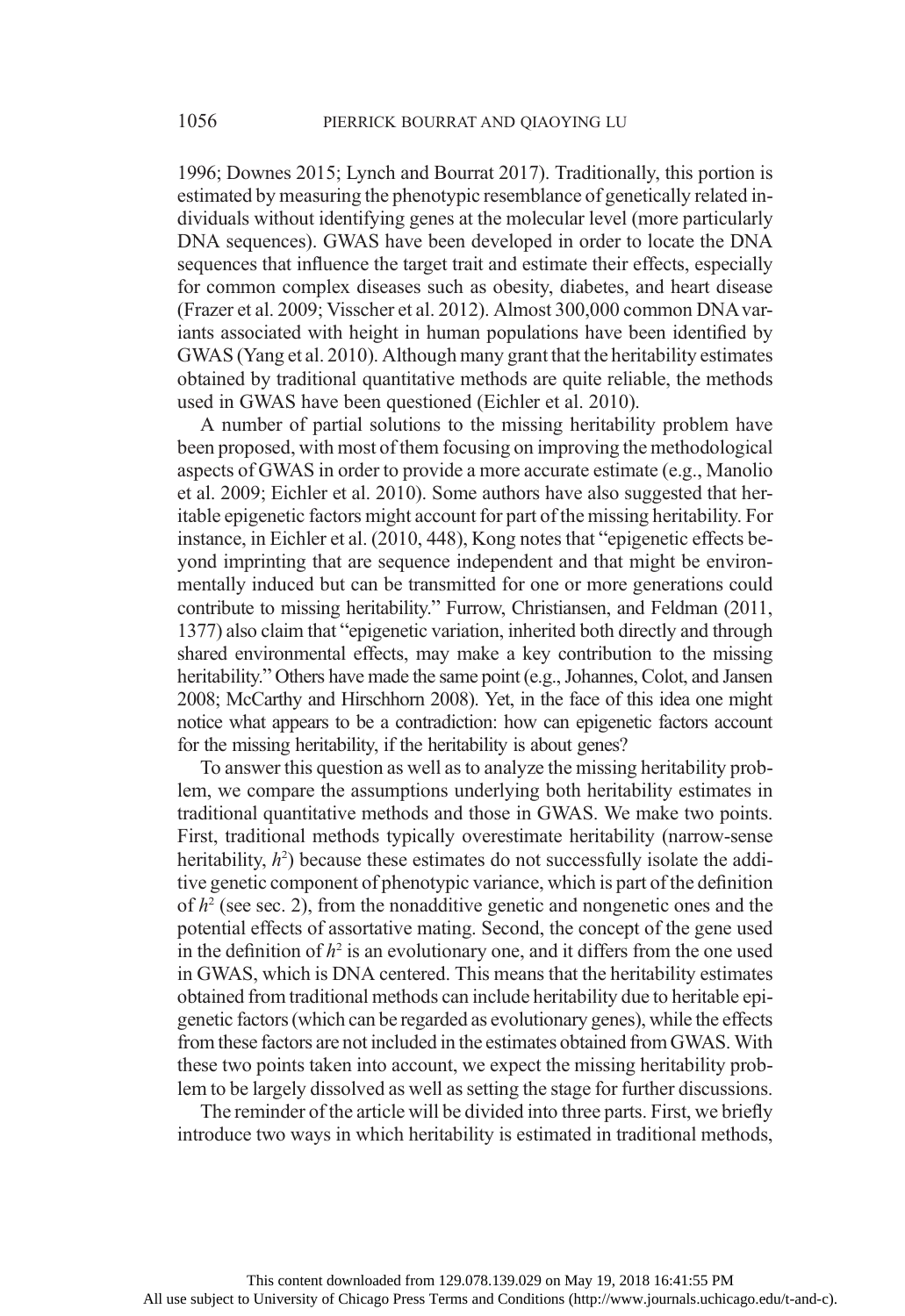1996; Downes 2015; Lynch and Bourrat 2017). Traditionally, this portion is estimated by measuring the phenotypic resemblance of genetically related individuals without identifying genes at the molecular level (more particularly DNA sequences). GWAS have been developed in order to locate the DNA sequences that influence the target trait and estimate their effects, especially for common complex diseases such as obesity, diabetes, and heart disease (Frazer et al. 2009; Visscher et al. 2012). Almost 300,000 common DNA variants associated with height in human populations have been identified by GWAS (Yang et al. 2010). Although many grant that the heritability estimates obtained by traditional quantitative methods are quite reliable, the methods used in GWAS have been questioned (Eichler et al. 2010).

A number of partial solutions to the missing heritability problem have been proposed, with most of them focusing on improving the methodological aspects of GWAS in order to provide a more accurate estimate (e.g., Manolio et al. 2009; Eichler et al. 2010). Some authors have also suggested that heritable epigenetic factors might account for part of the missing heritability. For instance, in Eichler et al. (2010, 448), Kong notes that "epigenetic effects beyond imprinting that are sequence independent and that might be environmentally induced but can be transmitted for one or more generations could contribute to missing heritability." Furrow, Christiansen, and Feldman (2011, 1377) also claim that "epigenetic variation, inherited both directly and through shared environmental effects, may make a key contribution to the missing heritability." Others have made the same point (e.g., Johannes, Colot, and Jansen 2008; McCarthy and Hirschhorn 2008). Yet, in the face of this idea one might notice what appears to be a contradiction: how can epigenetic factors account for the missing heritability, if the heritability is about genes?

To answer this question as well as to analyze the missing heritability problem, we compare the assumptions underlying both heritability estimates in traditional quantitative methods and those in GWAS. We make two points. First, traditional methods typically overestimate heritability (narrow-sense heritability, $h^2$) because these estimates do not successfully isolate the additive genetic component of phenotypic variance, which is part of the definition of $h^2$ (see sec. 2), from the nonadditive genetic and nongenetic ones and the potential effects of assortative mating. Second, the concept of the gene used in the definition of $h^2$ is an evolutionary one, and it differs from the one used in GWAS, which is DNA centered. This means that the heritability estimates obtained from traditional methods can include heritability due to heritable epigenetic factors (which can be regarded as evolutionary genes), while the effects from these factors are not included in the estimates obtained from GWAS. With these two points taken into account, we expect the missing heritability problem to be largely dissolved as well as setting the stage for further discussions.

The reminder of the article will be divided into three parts. First, we briefly introduce two ways in which heritability is estimated in traditional methods,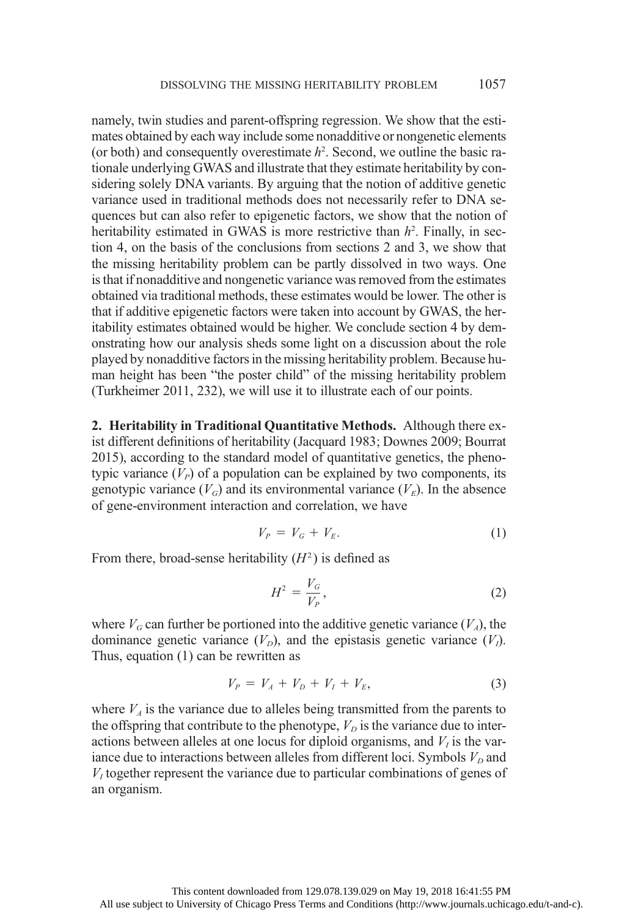namely, twin studies and parent-offspring regression. We show that the estimates obtained by each way include some nonadditive or nongenetic elements (or both) and consequently overestimate $h^2$. Second, we outline the basic rationale underlying GWAS and illustrate that they estimate heritability by considering solely DNA variants. By arguing that the notion of additive genetic variance used in traditional methods does not necessarily refer to DNA sequences but can also refer to epigenetic factors, we show that the notion of heritability estimated in GWAS is more restrictive than $h^2$. Finally, in section 4, on the basis of the conclusions from sections 2 and 3, we show that the missing heritability problem can be partly dissolved in two ways. One is that if nonadditive and nongenetic variance was removed from the estimates obtained via traditional methods, these estimates would be lower. The other is that if additive epigenetic factors were taken into account by GWAS, the heritability estimates obtained would be higher. We conclude section 4 by demonstrating how our analysis sheds some light on a discussion about the role played by nonadditive factors in the missing heritability problem. Because human height has been "the poster child" of the missing heritability problem (Turkheimer 2011, 232), we will use it to illustrate each of our points.

## 2. Heritability in Traditional Quantitative Methods.

Although there exist different definitions of heritability (Jacquard 1983; Downes 2009; Bourrat 2015), according to the standard model of quantitative genetics, the phenotypic variance ($V_P$) of a population can be explained by two components, its genotypic variance ($V_G$) and its environmental variance ($V_E$). In the absence of gene-environment interaction and correlation, we have

$$V_P = V_G + V_E. \tag{1}$$

From there, broad-sense heritability ($H^2$) is defined as

$$H^2 = \frac{V_G}{V_P}, \tag{2}$$

where $V_G$ can further be portioned into the additive genetic variance ($V_A$), the dominance genetic variance ($V_D$), and the epistasis genetic variance ($V_I$). Thus, equation (1) can be rewritten as

$$V_P = V_A + V_D + V_I + V_E, \tag{3}$$

where $V_A$ is the variance due to alleles being transmitted from the parents to the offspring that contribute to the phenotype, $V_D$ is the variance due to interactions between alleles at one locus for diploid organisms, and $V_I$ is the variance due to interactions between alleles from different loci. Symbols $V_D$ and $V_I$ together represent the variance due to particular combinations of genes of an organism.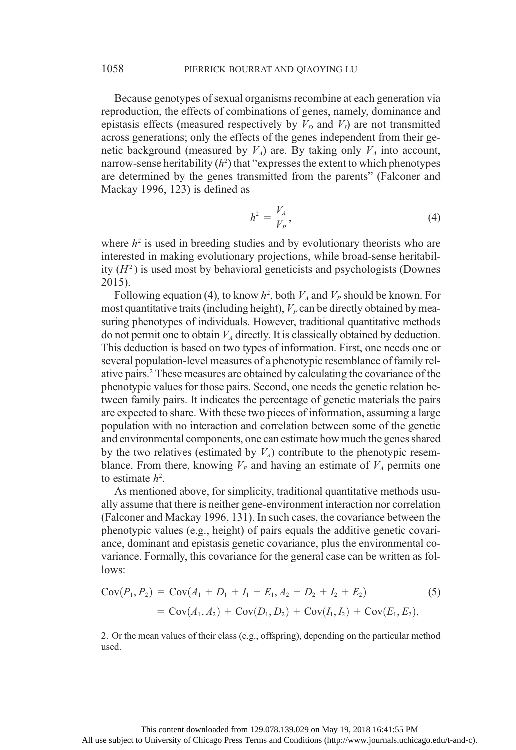Because genotypes of sexual organisms recombine at each generation via reproduction, the effects of combinations of genes, namely, dominance and epistasis effects (measured respectively by $V_D$ and $V_I$) are not transmitted across generations; only the effects of the genes independent from their genetic background (measured by $V_A$) are. By taking only $V_A$ into account, narrow-sense heritability ($h^2$) that "expresses the extent to which phenotypes are determined by the genes transmitted from the parents" (Falconer and Mackay 1996, 123) is defined as

$$h^2 = \frac{V_A}{V_P}, \tag{4}$$

where $h^2$ is used in breeding studies and by evolutionary theorists who are interested in making evolutionary projections, while broad-sense heritability ($H^2$) is used most by behavioral geneticists and psychologists (Downes 2015).

Following equation (4), to know $h^2$, both $V_A$ and $V_P$ should be known. For most quantitative traits (including height), $V_P$ can be directly obtained by measuring phenotypes of individuals. However, traditional quantitative methods do not permit one to obtain $V_A$ directly. It is classically obtained by deduction. This deduction is based on two types of information. First, one needs one or several population-level measures of a phenotypic resemblance of family relative pairs.[2] These measures are obtained by calculating the covariance of the phenotypic values for those pairs. Second, one needs the genetic relation between family pairs. It indicates the percentage of genetic materials the pairs are expected to share. With these two pieces of information, assuming a large population with no interaction and correlation between some of the genetic and environmental components, one can estimate how much the genes shared by the two relatives (estimated by $V_A$) contribute to the phenotypic resemblance. From there, knowing $V_P$ and having an estimate of $V_A$ permits one to estimate $h^2$.

As mentioned above, for simplicity, traditional quantitative methods usually assume that there is neither gene-environment interaction nor correlation (Falconer and Mackay 1996, 131). In such cases, the covariance between the phenotypic values (e.g., height) of pairs equals the additive genetic covariance, dominant and epistasis genetic covariance, plus the environmental covariance. Formally, this covariance for the general case can be written as follows:

$$\begin{aligned} \mathrm{Cov}(P_1, P_2) &= \mathrm{Cov}(A_1 + D_1 + I_1 + E_1, A_2 + D_2 + I_2 + E_2) \\ &= \mathrm{Cov}(A_1, A_2) + \mathrm{Cov}(D_1, D_2) + \mathrm{Cov}(I_1, I_2) + \mathrm{Cov}(E_1, E_2), \end{aligned} \tag{5}$$

2. Or the mean values of their class (e.g., offspring), depending on the particular method used.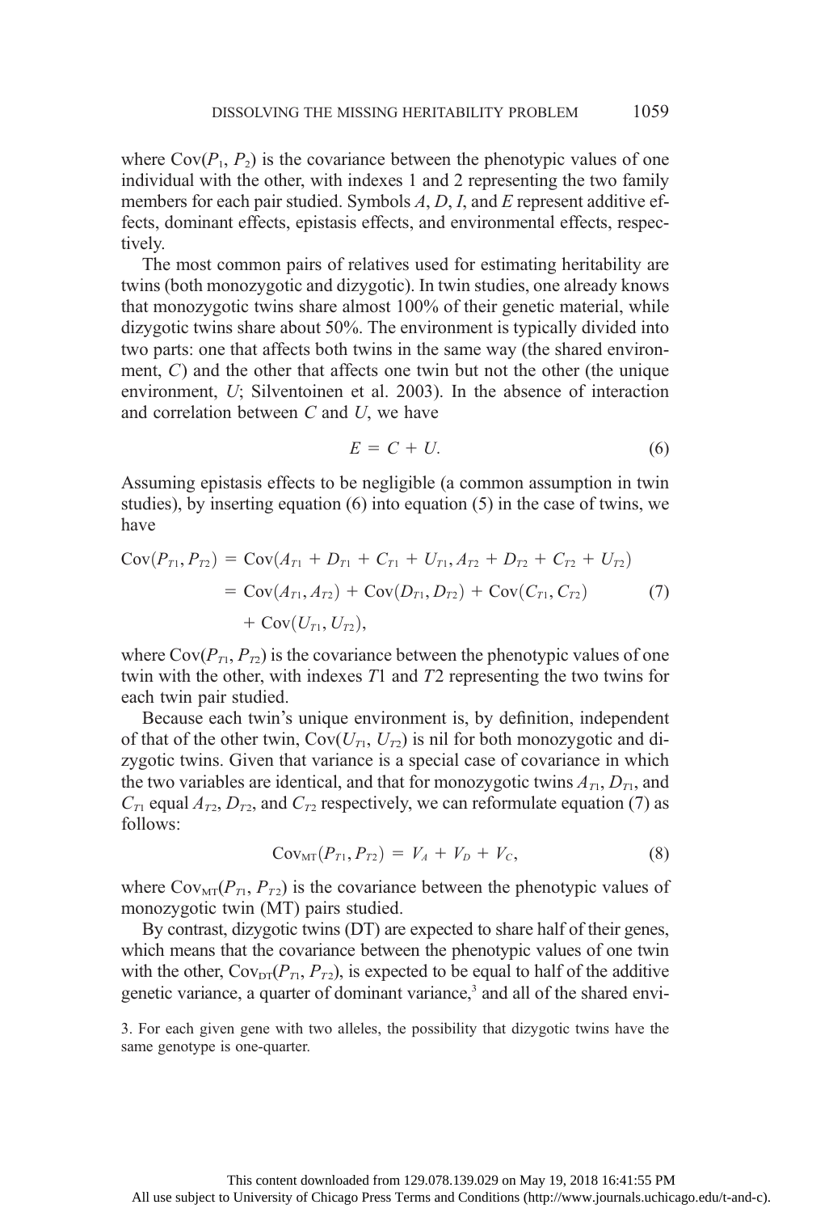where $\mathrm{Cov}(P_1, P_2)$ is the covariance between the phenotypic values of one individual with the other, with indexes 1 and 2 representing the two family members for each pair studied. Symbols $A$, $D$, $I$, and $E$ represent additive effects, dominant effects, epistasis effects, and environmental effects, respectively.

The most common pairs of relatives used for estimating heritability are twins (both monozygotic and dizygotic). In twin studies, one already knows that monozygotic twins share almost 100% of their genetic material, while dizygotic twins share about 50%. The environment is typically divided into two parts: one that affects both twins in the same way (the shared environment, $C$) and the other that affects one twin but not the other (the unique environment, $U$; Silventoinen et al. 2003). In the absence of interaction and correlation between $C$ and $U$, we have

$$E = C + U. \tag{6}$$

Assuming epistasis effects to be negligible (a common assumption in twin studies), by inserting equation (6) into equation (5) in the case of twins, we have

$$\begin{aligned}\mathrm{Cov}(P_{T1}, P_{T2}) &= \mathrm{Cov}(A_{T1} + D_{T1} + C_{T1} + U_{T1}, A_{T2} + D_{T2} + C_{T2} + U_{T2}) \\ &= \mathrm{Cov}(A_{T1}, A_{T2}) + \mathrm{Cov}(D_{T1}, D_{T2}) + \mathrm{Cov}(C_{T1}, C_{T2}) \\ &\quad + \mathrm{Cov}(U_{T1}, U_{T2}),\end{aligned} \tag{7}$$

where $\mathrm{Cov}(P_{T1}, P_{T2})$ is the covariance between the phenotypic values of one twin with the other, with indexes $T1$ and $T2$ representing the two twins for each twin pair studied.

Because each twin's unique environment is, by definition, independent of that of the other twin, $\mathrm{Cov}(U_{T1}, U_{T2})$ is nil for both monozygotic and dizygotic twins. Given that variance is a special case of covariance in which the two variables are identical, and that for monozygotic twins $A_{T1}$, $D_{T1}$, and $C_{T1}$ equal $A_{T2}$, $D_{T2}$, and $C_{T2}$ respectively, we can reformulate equation (7) as follows:

$$\mathrm{Cov}_{\mathrm{MT}}(P_{T1}, P_{T2}) = V_A + V_D + V_C, \tag{8}$$

where $\mathrm{Cov}_{\mathrm{MT}}(P_{T1}, P_{T2})$ is the covariance between the phenotypic values of monozygotic twin (MT) pairs studied.

By contrast, dizygotic twins (DT) are expected to share half of their genes, which means that the covariance between the phenotypic values of one twin with the other, $\mathrm{Cov}_{\mathrm{DT}}(P_{T1}, P_{T2})$, is expected to be equal to half of the additive genetic variance, a quarter of dominant variance,[3] and all of the shared envi-

3. For each given gene with two alleles, the possibility that dizygotic twins have the same genotype is one-quarter.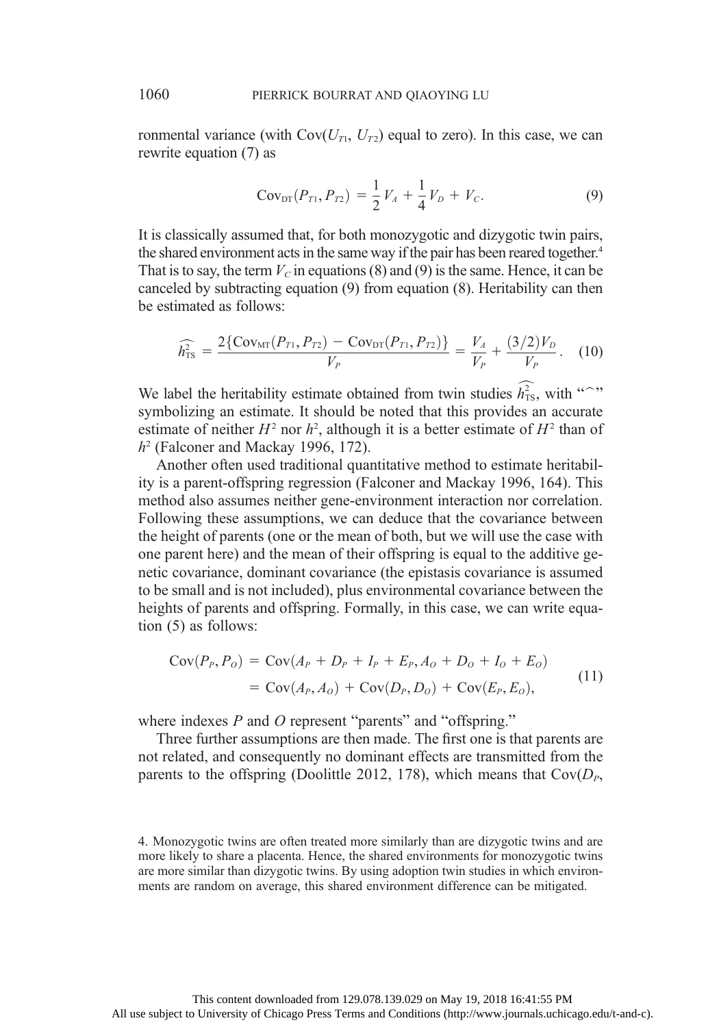ronmental variance (with $\text{Cov}(U_{T1}, U_{T2})$ equal to zero). In this case, we can rewrite equation (7) as

$$\text{Cov}_{\text{DT}}(P_{T1}, P_{T2}) = \frac{1}{2}V_A + \frac{1}{4}V_D + V_C. \tag{9}$$

It is classically assumed that, for both monozygotic and dizygotic twin pairs, the shared environment acts in the same way if the pair has been reared together.[4] That is to say, the term $V_C$ in equations (8) and (9) is the same. Hence, it can be canceled by subtracting equation (9) from equation (8). Heritability can then be estimated as follows:

$$\widehat{h^2_{\text{TS}}} = \frac{2\{\text{Cov}_{\text{MT}}(P_{T1}, P_{T2}) - \text{Cov}_{\text{DT}}(P_{T1}, P_{T2})\}}{V_P} = \frac{V_A}{V_P} + \frac{(3/2)V_D}{V_P}. \tag{10}$$

We label the heritability estimate obtained from twin studies $\widehat{h^2_{\text{TS}}}$, with "^" symbolizing an estimate. It should be noted that this provides an accurate estimate of neither $H^2$ nor $h^2$, although it is a better estimate of $H^2$ than of $h^2$ (Falconer and Mackay 1996, 172).

Another often used traditional quantitative method to estimate heritability is a parent-offspring regression (Falconer and Mackay 1996, 164). This method also assumes neither gene-environment interaction nor correlation. Following these assumptions, we can deduce that the covariance between the height of parents (one or the mean of both, but we will use the case with one parent here) and the mean of their offspring is equal to the additive genetic covariance, dominant covariance (the epistasis covariance is assumed to be small and is not included), plus environmental covariance between the heights of parents and offspring. Formally, in this case, we can write equation (5) as follows:

$$\begin{aligned}\text{Cov}(P_P, P_O) &= \text{Cov}(A_P + D_P + I_P + E_P, A_O + D_O + I_O + E_O) \\ &= \text{Cov}(A_P, A_O) + \text{Cov}(D_P, D_O) + \text{Cov}(E_P, E_O),\end{aligned} \tag{11}$$

where indexes $P$ and $O$ represent "parents" and "offspring."

Three further assumptions are then made. The first one is that parents are not related, and consequently no dominant effects are transmitted from the parents to the offspring (Doolittle 2012, 178), which means that $\text{Cov}(D_P,$

4. Monozygotic twins are often treated more similarly than are dizygotic twins and are more likely to share a placenta. Hence, the shared environments for monozygotic twins are more similar than dizygotic twins. By using adoption twin studies in which environments are random on average, this shared environment difference can be mitigated.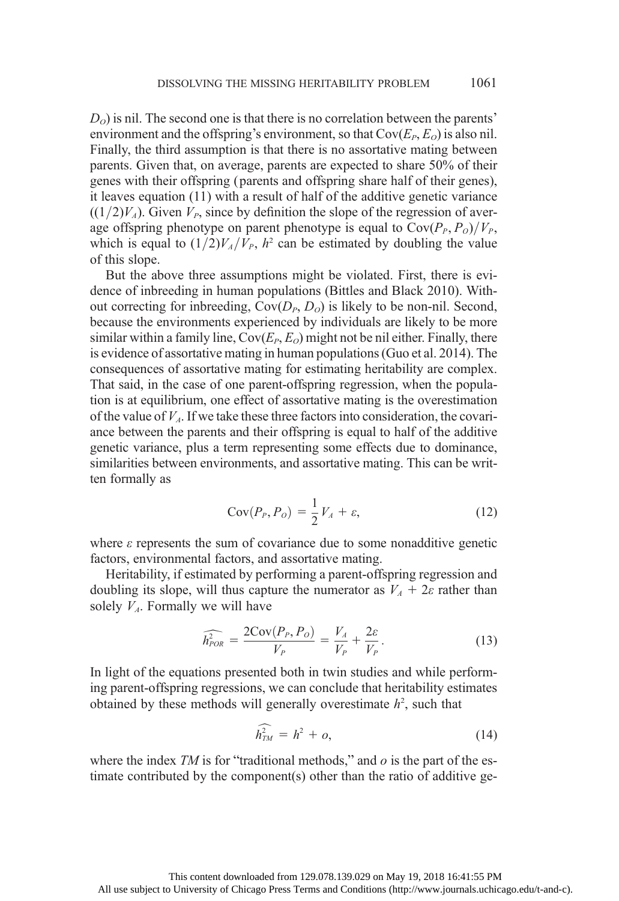$D_O$) is nil. The second one is that there is no correlation between the parents' environment and the offspring's environment, so that $\text{Cov}(E_P, E_O)$ is also nil. Finally, the third assumption is that there is no assortative mating between parents. Given that, on average, parents are expected to share 50% of their genes with their offspring (parents and offspring share half of their genes), it leaves equation (11) with a result of half of the additive genetic variance ($(1/2)V_A$). Given $V_P$, since by definition the slope of the regression of average offspring phenotype on parent phenotype is equal to $\text{Cov}(P_P, P_O)/V_P$, which is equal to $(1/2)V_A/V_P$, $h^2$ can be estimated by doubling the value of this slope.

But the above three assumptions might be violated. First, there is evidence of inbreeding in human populations (Bittles and Black 2010). Without correcting for inbreeding, $\text{Cov}(D_P, D_O)$ is likely to be non-nil. Second, because the environments experienced by individuals are likely to be more similar within a family line, $\text{Cov}(E_P, E_O)$ might not be nil either. Finally, there is evidence of assortative mating in human populations (Guo et al. 2014). The consequences of assortative mating for estimating heritability are complex. That said, in the case of one parent-offspring regression, when the population is at equilibrium, one effect of assortative mating is the overestimation of the value of $V_A$. If we take these three factors into consideration, the covariance between the parents and their offspring is equal to half of the additive genetic variance, plus a term representing some effects due to dominance, similarities between environments, and assortative mating. This can be written formally as

$$\text{Cov}(P_P, P_O) = \frac{1}{2}V_A + \varepsilon, \tag{12}$$

where $\varepsilon$ represents the sum of covariance due to some nonadditive genetic factors, environmental factors, and assortative mating.

Heritability, if estimated by performing a parent-offspring regression and doubling its slope, will thus capture the numerator as $V_A + 2\varepsilon$ rather than solely $V_A$. Formally we will have

$$\widehat{h^2_{POR}} = \frac{2\text{Cov}(P_P, P_O)}{V_P} = \frac{V_A}{V_P} + \frac{2\varepsilon}{V_P}. \tag{13}$$

In light of the equations presented both in twin studies and while performing parent-offspring regressions, we can conclude that heritability estimates obtained by these methods will generally overestimate $h^2$, such that

$$\widehat{h^2_{TM}} = h^2 + o, \tag{14}$$

where the index *TM* is for "traditional methods," and $o$ is the part of the estimate contributed by the component(s) other than the ratio of additive ge-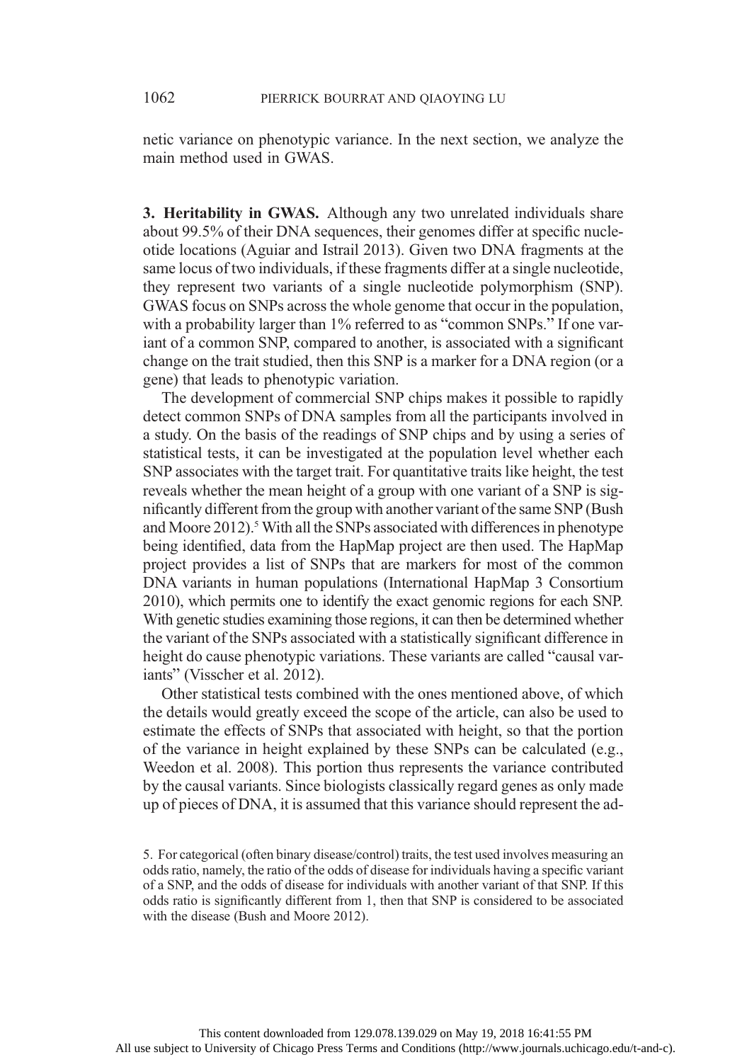netic variance on phenotypic variance. In the next section, we analyze the main method used in GWAS.

**3. Heritability in GWAS.** Although any two unrelated individuals share about 99.5% of their DNA sequences, their genomes differ at specific nucleotide locations (Aguiar and Istrail 2013). Given two DNA fragments at the same locus of two individuals, if these fragments differ at a single nucleotide, they represent two variants of a single nucleotide polymorphism (SNP). GWAS focus on SNPs across the whole genome that occur in the population, with a probability larger than 1% referred to as "common SNPs." If one variant of a common SNP, compared to another, is associated with a significant change on the trait studied, then this SNP is a marker for a DNA region (or a gene) that leads to phenotypic variation.

The development of commercial SNP chips makes it possible to rapidly detect common SNPs of DNA samples from all the participants involved in a study. On the basis of the readings of SNP chips and by using a series of statistical tests, it can be investigated at the population level whether each SNP associates with the target trait. For quantitative traits like height, the test reveals whether the mean height of a group with one variant of a SNP is significantly different from the group with another variant of the same SNP (Bush and Moore 2012).[5] With all the SNPs associated with differences in phenotype being identified, data from the HapMap project are then used. The HapMap project provides a list of SNPs that are markers for most of the common DNA variants in human populations (International HapMap 3 Consortium 2010), which permits one to identify the exact genomic regions for each SNP. With genetic studies examining those regions, it can then be determined whether the variant of the SNPs associated with a statistically significant difference in height do cause phenotypic variations. These variants are called "causal variants" (Visscher et al. 2012).

Other statistical tests combined with the ones mentioned above, of which the details would greatly exceed the scope of the article, can also be used to estimate the effects of SNPs that associated with height, so that the portion of the variance in height explained by these SNPs can be calculated (e.g., Weedon et al. 2008). This portion thus represents the variance contributed by the causal variants. Since biologists classically regard genes as only made up of pieces of DNA, it is assumed that this variance should represent the ad-

5. For categorical (often binary disease/control) traits, the test used involves measuring an odds ratio, namely, the ratio of the odds of disease for individuals having a specific variant of a SNP, and the odds of disease for individuals with another variant of that SNP. If this odds ratio is significantly different from 1, then that SNP is considered to be associated with the disease (Bush and Moore 2012).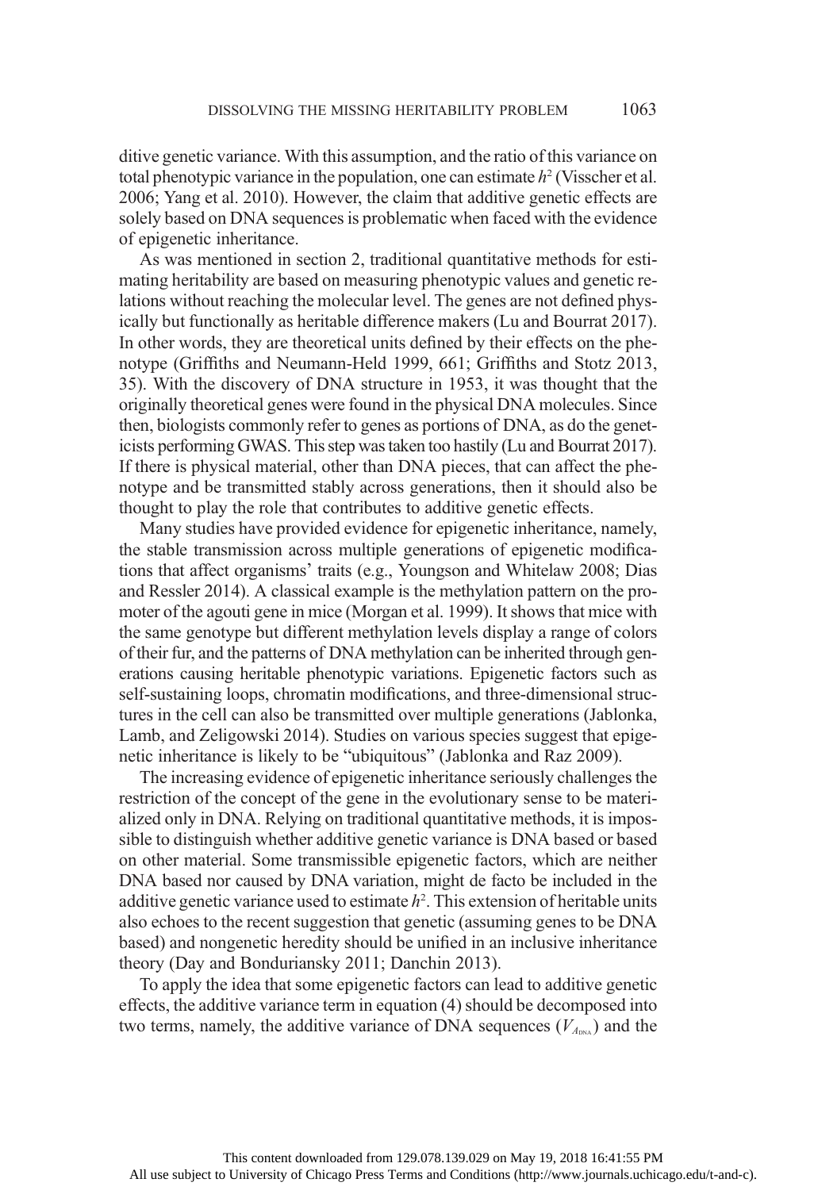ditive genetic variance. With this assumption, and the ratio of this variance on total phenotypic variance in the population, one can estimate $h^2$ (Visscher et al. 2006; Yang et al. 2010). However, the claim that additive genetic effects are solely based on DNA sequences is problematic when faced with the evidence of epigenetic inheritance.

As was mentioned in section 2, traditional quantitative methods for estimating heritability are based on measuring phenotypic values and genetic relations without reaching the molecular level. The genes are not defined physically but functionally as heritable difference makers (Lu and Bourrat 2017). In other words, they are theoretical units defined by their effects on the phenotype (Griffiths and Neumann-Held 1999, 661; Griffiths and Stotz 2013, 35). With the discovery of DNA structure in 1953, it was thought that the originally theoretical genes were found in the physical DNA molecules. Since then, biologists commonly refer to genes as portions of DNA, as do the geneticists performing GWAS. This step was taken too hastily (Lu and Bourrat 2017). If there is physical material, other than DNA pieces, that can affect the phenotype and be transmitted stably across generations, then it should also be thought to play the role that contributes to additive genetic effects.

Many studies have provided evidence for epigenetic inheritance, namely, the stable transmission across multiple generations of epigenetic modifications that affect organisms' traits (e.g., Youngson and Whitelaw 2008; Dias and Ressler 2014). A classical example is the methylation pattern on the promoter of the agouti gene in mice (Morgan et al. 1999). It shows that mice with the same genotype but different methylation levels display a range of colors of their fur, and the patterns of DNA methylation can be inherited through generations causing heritable phenotypic variations. Epigenetic factors such as self-sustaining loops, chromatin modifications, and three-dimensional structures in the cell can also be transmitted over multiple generations (Jablonka, Lamb, and Zeligowski 2014). Studies on various species suggest that epigenetic inheritance is likely to be "ubiquitous" (Jablonka and Raz 2009).

The increasing evidence of epigenetic inheritance seriously challenges the restriction of the concept of the gene in the evolutionary sense to be materialized only in DNA. Relying on traditional quantitative methods, it is impossible to distinguish whether additive genetic variance is DNA based or based on other material. Some transmissible epigenetic factors, which are neither DNA based nor caused by DNA variation, might de facto be included in the additive genetic variance used to estimate $h^2$. This extension of heritable units also echoes to the recent suggestion that genetic (assuming genes to be DNA based) and nongenetic heredity should be unified in an inclusive inheritance theory (Day and Bonduriansky 2011; Danchin 2013).

To apply the idea that some epigenetic factors can lead to additive genetic effects, the additive variance term in equation (4) should be decomposed into two terms, namely, the additive variance of DNA sequences ($V_{A_{DNA}}$) and the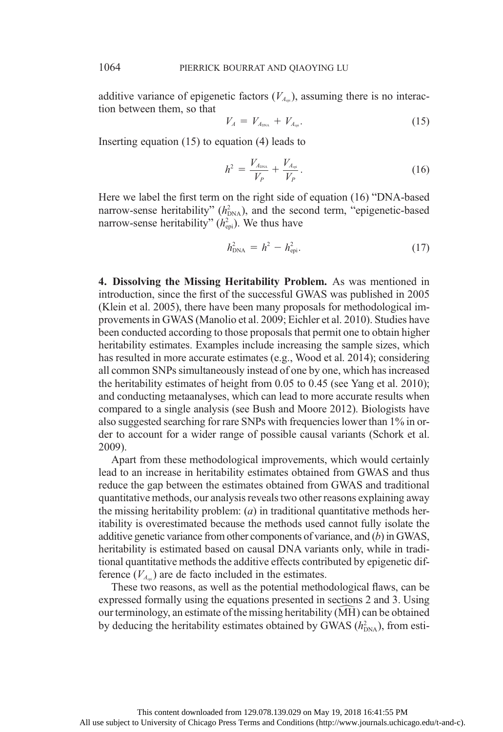additive variance of epigenetic factors ($V_{A_{\text{epi}}}$), assuming there is no interaction between them, so that

$$V_A = V_{A_{\text{DNA}}} + V_{A_{\text{epi}}}. \tag{15}$$

Inserting equation (15) to equation (4) leads to

$$h^2 = \frac{V_{A_{\text{DNA}}}}{V_P} + \frac{V_{A_{\text{epi}}}}{V_P}. \tag{16}$$

Here we label the first term on the right side of equation (16) "DNA-based narrow-sense heritability" ($h^2_{\text{DNA}}$), and the second term, "epigenetic-based narrow-sense heritability" ($h^2_{\text{epi}}$). We thus have

$$h^2_{\text{DNA}} = h^2 - h^2_{\text{epi}}. \tag{17}$$

**4. Dissolving the Missing Heritability Problem.** As was mentioned in introduction, since the first of the successful GWAS was published in 2005 (Klein et al. 2005), there have been many proposals for methodological improvements in GWAS (Manolio et al. 2009; Eichler et al. 2010). Studies have been conducted according to those proposals that permit one to obtain higher heritability estimates. Examples include increasing the sample sizes, which has resulted in more accurate estimates (e.g., Wood et al. 2014); considering all common SNPs simultaneously instead of one by one, which has increased the heritability estimates of height from 0.05 to 0.45 (see Yang et al. 2010); and conducting metaanalyses, which can lead to more accurate results when compared to a single analysis (see Bush and Moore 2012). Biologists have also suggested searching for rare SNPs with frequencies lower than 1% in order to account for a wider range of possible causal variants (Schork et al. 2009).

Apart from these methodological improvements, which would certainly lead to an increase in heritability estimates obtained from GWAS and thus reduce the gap between the estimates obtained from GWAS and traditional quantitative methods, our analysis reveals two other reasons explaining away the missing heritability problem: (*a*) in traditional quantitative methods heritability is overestimated because the methods used cannot fully isolate the additive genetic variance from other components of variance, and (*b*) in GWAS, heritability is estimated based on causal DNA variants only, while in traditional quantitative methods the additive effects contributed by epigenetic difference ($V_{A_{\text{epi}}}$) are de facto included in the estimates.

These two reasons, as well as the potential methodological flaws, can be expressed formally using the equations presented in sections 2 and 3. Using our terminology, an estimate of the missing heritability ($\widehat{\text{MH}}$) can be obtained by deducing the heritability estimates obtained by GWAS ($h^2_{\text{DNA}}$), from esti-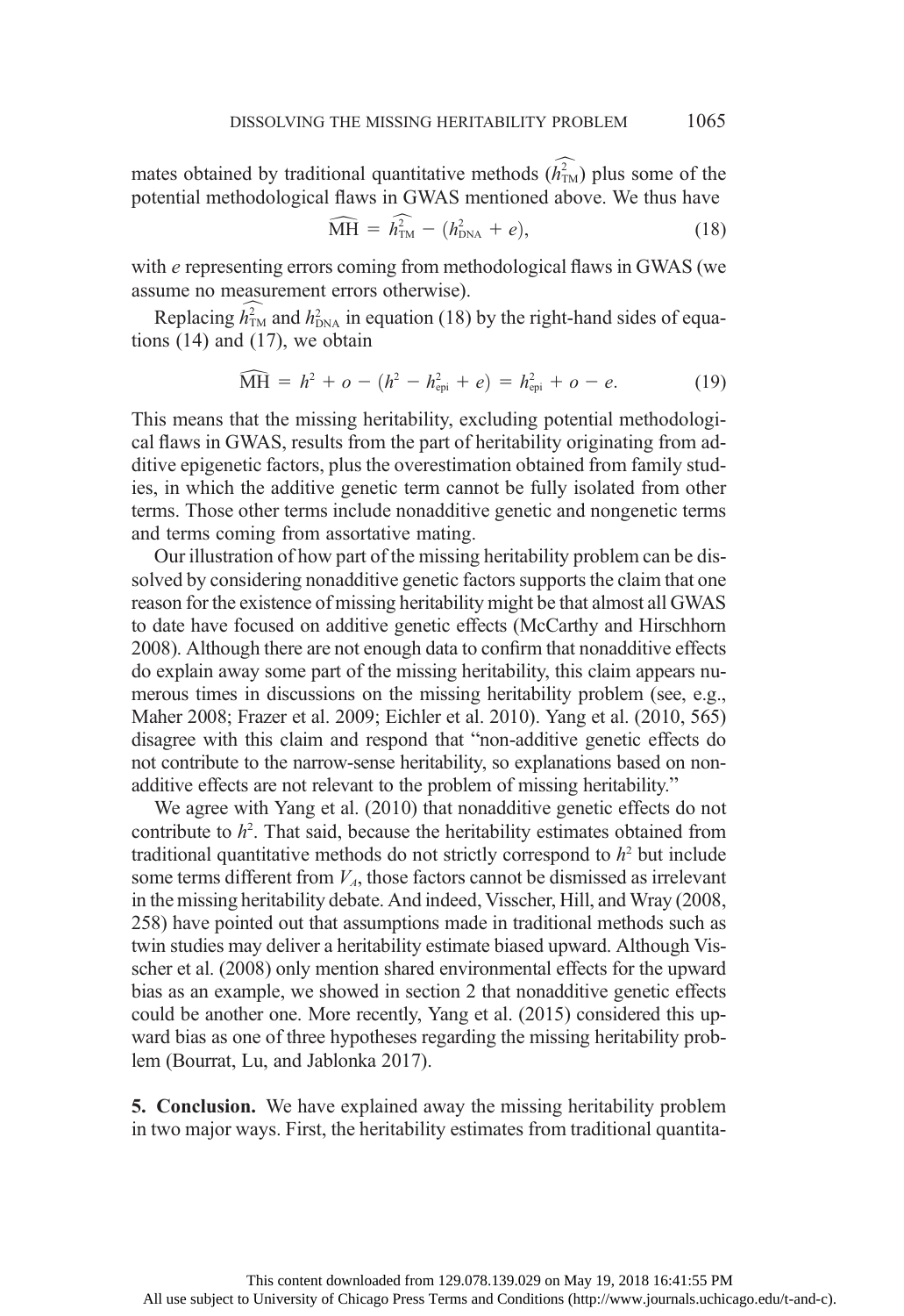mates obtained by traditional quantitative methods ($\widehat{h^2_{\text{TM}}}$) plus some of the potential methodological flaws in GWAS mentioned above. We thus have

$$\widehat{\text{MH}} = \widehat{h^2_{\text{TM}}} - (h^2_{\text{DNA}} + e), \tag{18}$$

with $e$ representing errors coming from methodological flaws in GWAS (we assume no measurement errors otherwise).

Replacing $\widehat{h^2_{\text{TM}}}$ and $h^2_{\text{DNA}}$ in equation (18) by the right-hand sides of equations (14) and (17), we obtain

$$\widehat{\text{MH}} = h^2 + o - (h^2 - h^2_{\text{epi}} + e) = h^2_{\text{epi}} + o - e. \tag{19}$$

This means that the missing heritability, excluding potential methodological flaws in GWAS, results from the part of heritability originating from additive epigenetic factors, plus the overestimation obtained from family studies, in which the additive genetic term cannot be fully isolated from other terms. Those other terms include nonadditive genetic and nongenetic terms and terms coming from assortative mating.

Our illustration of how part of the missing heritability problem can be dissolved by considering nonadditive genetic factors supports the claim that one reason for the existence of missing heritability might be that almost all GWAS to date have focused on additive genetic effects (McCarthy and Hirschhorn 2008). Although there are not enough data to confirm that nonadditive effects do explain away some part of the missing heritability, this claim appears numerous times in discussions on the missing heritability problem (see, e.g., Maher 2008; Frazer et al. 2009; Eichler et al. 2010). Yang et al. (2010, 565) disagree with this claim and respond that "non-additive genetic effects do not contribute to the narrow-sense heritability, so explanations based on non-additive effects are not relevant to the problem of missing heritability."

We agree with Yang et al. (2010) that nonadditive genetic effects do not contribute to $h^2$. That said, because the heritability estimates obtained from traditional quantitative methods do not strictly correspond to $h^2$ but include some terms different from $V_A$, those factors cannot be dismissed as irrelevant in the missing heritability debate. And indeed, Visscher, Hill, and Wray (2008, 258) have pointed out that assumptions made in traditional methods such as twin studies may deliver a heritability estimate biased upward. Although Visscher et al. (2008) only mention shared environmental effects for the upward bias as an example, we showed in section 2 that nonadditive genetic effects could be another one. More recently, Yang et al. (2015) considered this upward bias as one of three hypotheses regarding the missing heritability problem (Bourrat, Lu, and Jablonka 2017).

**5. Conclusion.** We have explained away the missing heritability problem in two major ways. First, the heritability estimates from traditional quantita-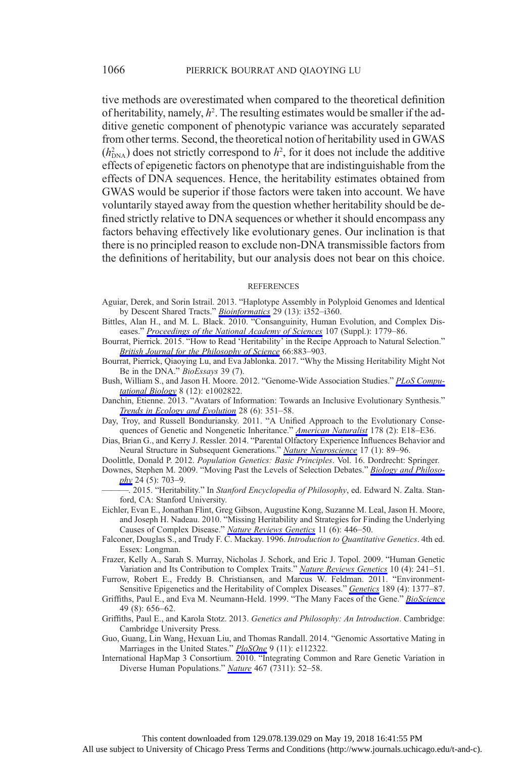tive methods are overestimated when compared to the theoretical definition of heritability, namely, $h^2$. The resulting estimates would be smaller if the additive genetic component of phenotypic variance was accurately separated from other terms. Second, the theoretical notion of heritability used in GWAS ($h^2_{\text{DNA}}$) does not strictly correspond to $h^2$, for it does not include the additive effects of epigenetic factors on phenotype that are indistinguishable from the effects of DNA sequences. Hence, the heritability estimates obtained from GWAS would be superior if those factors were taken into account. We have voluntarily stayed away from the question whether heritability should be defined strictly relative to DNA sequences or whether it should encompass any factors behaving effectively like evolutionary genes. Our inclination is that there is no principled reason to exclude non-DNA transmissible factors from the definitions of heritability, but our analysis does not bear on this choice.

## REFERENCES

Aguiar, Derek, and Sorin Istrail. 2013. "Haplotype Assembly in Polyploid Genomes and Identical by Descent Shared Tracts." *Bioinformatics* 29 (13): i352–i360.

Bittles, Alan H., and M. L. Black. 2010. "Consanguinity, Human Evolution, and Complex Diseases." *Proceedings of the National Academy of Sciences* 107 (Suppl.): 1779–86.

Bourrat, Pierrick. 2015. "How to Read 'Heritability' in the Recipe Approach to Natural Selection." *British Journal for the Philosophy of Science* 66:883–903.

Bourrat, Pierrick, Qiaoying Lu, and Eva Jablonka. 2017. "Why the Missing Heritability Might Not Be in the DNA." *BioEssays* 39 (7).

Bush, William S., and Jason H. Moore. 2012. "Genome-Wide Association Studies." *PLoS Computational Biology* 8 (12): e1002822.

Danchin, Étienne. 2013. "Avatars of Information: Towards an Inclusive Evolutionary Synthesis." *Trends in Ecology and Evolution* 28 (6): 351–58.

Day, Troy, and Russell Bonduriansky. 2011. "A Unified Approach to the Evolutionary Consequences of Genetic and Nongenetic Inheritance." *American Naturalist* 178 (2): E18–E36.

Dias, Brian G., and Kerry J. Ressler. 2014. "Parental Olfactory Experience Influences Behavior and Neural Structure in Subsequent Generations." *Nature Neuroscience* 17 (1): 89–96.

Doolittle, Donald P. 2012. *Population Genetics: Basic Principles*. Vol. 16. Dordrecht: Springer.

Downes, Stephen M. 2009. "Moving Past the Levels of Selection Debates." *Biology and Philosophy* 24 (5): 703–9.

———. 2015. "Heritability." In *Stanford Encyclopedia of Philosophy*, ed. Edward N. Zalta. Stanford, CA: Stanford University.

Eichler, Evan E., Jonathan Flint, Greg Gibson, Augustine Kong, Suzanne M. Leal, Jason H. Moore, and Joseph H. Nadeau. 2010. "Missing Heritability and Strategies for Finding the Underlying Causes of Complex Disease." *Nature Reviews Genetics* 11 (6): 446–50.

Falconer, Douglas S., and Trudy F. C. Mackay. 1996. *Introduction to Quantitative Genetics*. 4th ed. Essex: Longman.

Frazer, Kelly A., Sarah S. Murray, Nicholas J. Schork, and Eric J. Topol. 2009. "Human Genetic Variation and Its Contribution to Complex Traits." *Nature Reviews Genetics* 10 (4): 241–51.

Furrow, Robert E., Freddy B. Christiansen, and Marcus W. Feldman. 2011. "Environment-Sensitive Epigenetics and the Heritability of Complex Diseases." *Genetics* 189 (4): 1377–87.

Griffiths, Paul E., and Eva M. Neumann-Held. 1999. "The Many Faces of the Gene." *BioScience* 49 (8): 656–62.

Griffiths, Paul E., and Karola Stotz. 2013. *Genetics and Philosophy: An Introduction*. Cambridge: Cambridge University Press.

Guo, Guang, Lin Wang, Hexuan Liu, and Thomas Randall. 2014. "Genomic Assortative Mating in Marriages in the United States." *PloSOne* 9 (11): e112322.

International HapMap 3 Consortium. 2010. "Integrating Common and Rare Genetic Variation in Diverse Human Populations." *Nature* 467 (7311): 52–58.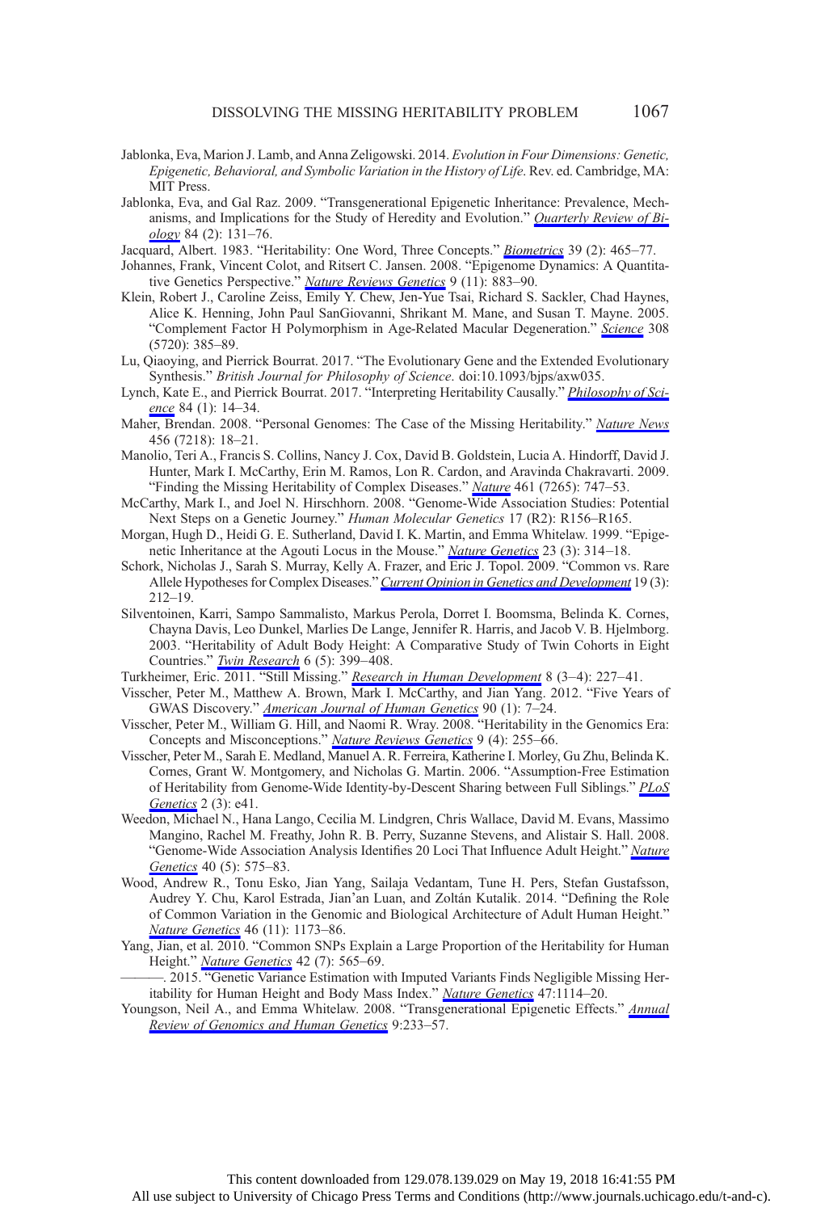Jablonka, Eva, Marion J. Lamb, and Anna Zeligowski. 2014. *Evolution in Four Dimensions: Genetic, Epigenetic, Behavioral, and Symbolic Variation in the History of Life*. Rev. ed. Cambridge, MA: MIT Press.

Jablonka, Eva, and Gal Raz. 2009. "Transgenerational Epigenetic Inheritance: Prevalence, Mechanisms, and Implications for the Study of Heredity and Evolution." *Quarterly Review of Biology* 84 (2): 131–76.

Jacquard, Albert. 1983. "Heritability: One Word, Three Concepts." *Biometrics* 39 (2): 465–77.

Johannes, Frank, Vincent Colot, and Ritsert C. Jansen. 2008. "Epigenome Dynamics: A Quantitative Genetics Perspective." *Nature Reviews Genetics* 9 (11): 883–90.

Klein, Robert J., Caroline Zeiss, Emily Y. Chew, Jen-Yue Tsai, Richard S. Sackler, Chad Haynes, Alice K. Henning, John Paul SanGiovanni, Shrikant M. Mane, and Susan T. Mayne. 2005. "Complement Factor H Polymorphism in Age-Related Macular Degeneration." *Science* 308 (5720): 385–89.

Lu, Qiaoying, and Pierrick Bourrat. 2017. "The Evolutionary Gene and the Extended Evolutionary Synthesis." *British Journal for Philosophy of Science*. doi:10.1093/bjps/axw035.

Lynch, Kate E., and Pierrick Bourrat. 2017. "Interpreting Heritability Causally." *Philosophy of Science* 84 (1): 14–34.

Maher, Brendan. 2008. "Personal Genomes: The Case of the Missing Heritability." *Nature News* 456 (7218): 18–21.

Manolio, Teri A., Francis S. Collins, Nancy J. Cox, David B. Goldstein, Lucia A. Hindorff, David J. Hunter, Mark I. McCarthy, Erin M. Ramos, Lon R. Cardon, and Aravinda Chakravarti. 2009. "Finding the Missing Heritability of Complex Diseases." *Nature* 461 (7265): 747–53.

McCarthy, Mark I., and Joel N. Hirschhorn. 2008. "Genome-Wide Association Studies: Potential Next Steps on a Genetic Journey." *Human Molecular Genetics* 17 (R2): R156–R165.

Morgan, Hugh D., Heidi G. E. Sutherland, David I. K. Martin, and Emma Whitelaw. 1999. "Epigenetic Inheritance at the Agouti Locus in the Mouse." *Nature Genetics* 23 (3): 314–18.

Schork, Nicholas J., Sarah S. Murray, Kelly A. Frazer, and Eric J. Topol. 2009. "Common vs. Rare Allele Hypotheses for Complex Diseases." *Current Opinion in Genetics and Development* 19 (3): 212–19.

Silventoinen, Karri, Sampo Sammalisto, Markus Perola, Dorret I. Boomsma, Belinda K. Cornes, Chayna Davis, Leo Dunkel, Marlies De Lange, Jennifer R. Harris, and Jacob V. B. Hjelmborg. 2003. "Heritability of Adult Body Height: A Comparative Study of Twin Cohorts in Eight Countries." *Twin Research* 6 (5): 399–408.

Turkheimer, Eric. 2011. "Still Missing." *Research in Human Development* 8 (3–4): 227–41.

Visscher, Peter M., Matthew A. Brown, Mark I. McCarthy, and Jian Yang. 2012. "Five Years of GWAS Discovery." *American Journal of Human Genetics* 90 (1): 7–24.

Visscher, Peter M., William G. Hill, and Naomi R. Wray. 2008. "Heritability in the Genomics Era: Concepts and Misconceptions." *Nature Reviews Genetics* 9 (4): 255–66.

Visscher, Peter M., Sarah E. Medland, Manuel A. R. Ferreira, Katherine I. Morley, Gu Zhu, Belinda K. Cornes, Grant W. Montgomery, and Nicholas G. Martin. 2006. "Assumption-Free Estimation of Heritability from Genome-Wide Identity-by-Descent Sharing between Full Siblings." *PLoS Genetics* 2 (3): e41.

Weedon, Michael N., Hana Lango, Cecilia M. Lindgren, Chris Wallace, David M. Evans, Massimo Mangino, Rachel M. Freathy, John R. B. Perry, Suzanne Stevens, and Alistair S. Hall. 2008. "Genome-Wide Association Analysis Identifies 20 Loci That Influence Adult Height." *Nature Genetics* 40 (5): 575–83.

Wood, Andrew R., Tonu Esko, Jian Yang, Sailaja Vedantam, Tune H. Pers, Stefan Gustafsson, Audrey Y. Chu, Karol Estrada, Jian'an Luan, and Zoltán Kutalik. 2014. "Defining the Role of Common Variation in the Genomic and Biological Architecture of Adult Human Height." *Nature Genetics* 46 (11): 1173–86.

Yang, Jian, et al. 2010. "Common SNPs Explain a Large Proportion of the Heritability for Human Height." *Nature Genetics* 42 (7): 565–69.

———. 2015. "Genetic Variance Estimation with Imputed Variants Finds Negligible Missing Heritability for Human Height and Body Mass Index." *Nature Genetics* 47:1114–20.

Youngson, Neil A., and Emma Whitelaw. 2008. "Transgenerational Epigenetic Effects." *Annual Review of Genomics and Human Genetics* 9:233–57.